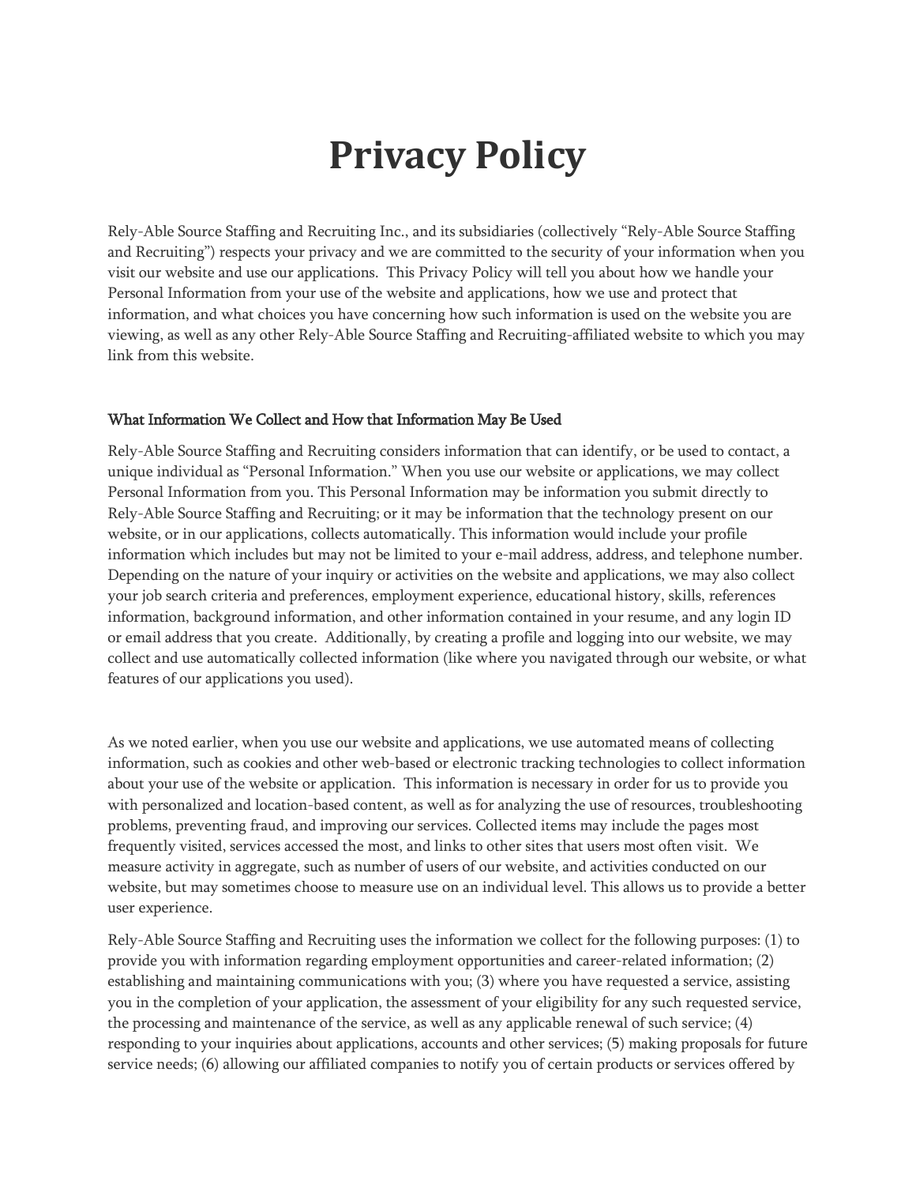# Privacy Policy

Rely-Able Source Staffing and Recruiting Inc., and its subsidiaries (collectively "Rely-Able Source Staffing and Recruiting") respects your privacy and we are committed to the security of your information when you visit our website and use our applications. This Privacy Policy will tell you about how we handle your Personal Information from your use of the website and applications, how we use and protect that information, and what choices you have concerning how such information is used on the website you are viewing, as well as any other Rely-Able Source Staffing and Recruiting-affiliated website to which you may link from this website.

## What Information We Collect and How that Information May Be Used

Rely-Able Source Staffing and Recruiting considers information that can identify, or be used to contact, a unique individual as "Personal Information." When you use our website or applications, we may collect Personal Information from you. This Personal Information may be information you submit directly to Rely-Able Source Staffing and Recruiting; or it may be information that the technology present on our website, or in our applications, collects automatically. This information would include your profile information which includes but may not be limited to your e-mail address, address, and telephone number. Depending on the nature of your inquiry or activities on the website and applications, we may also collect your job search criteria and preferences, employment experience, educational history, skills, references information, background information, and other information contained in your resume, and any login ID or email address that you create. Additionally, by creating a profile and logging into our website, we may collect and use automatically collected information (like where you navigated through our website, or what features of our applications you used).

As we noted earlier, when you use our website and applications, we use automated means of collecting information, such as cookies and other web-based or electronic tracking technologies to collect information about your use of the website or application. This information is necessary in order for us to provide you with personalized and location-based content, as well as for analyzing the use of resources, troubleshooting problems, preventing fraud, and improving our services. Collected items may include the pages most frequently visited, services accessed the most, and links to other sites that users most often visit. We measure activity in aggregate, such as number of users of our website, and activities conducted on our website, but may sometimes choose to measure use on an individual level. This allows us to provide a better user experience.

Rely-Able Source Staffing and Recruiting uses the information we collect for the following purposes: (1) to provide you with information regarding employment opportunities and career-related information; (2) establishing and maintaining communications with you; (3) where you have requested a service, assisting you in the completion of your application, the assessment of your eligibility for any such requested service, the processing and maintenance of the service, as well as any applicable renewal of such service; (4) responding to your inquiries about applications, accounts and other services; (5) making proposals for future service needs; (6) allowing our affiliated companies to notify you of certain products or services offered by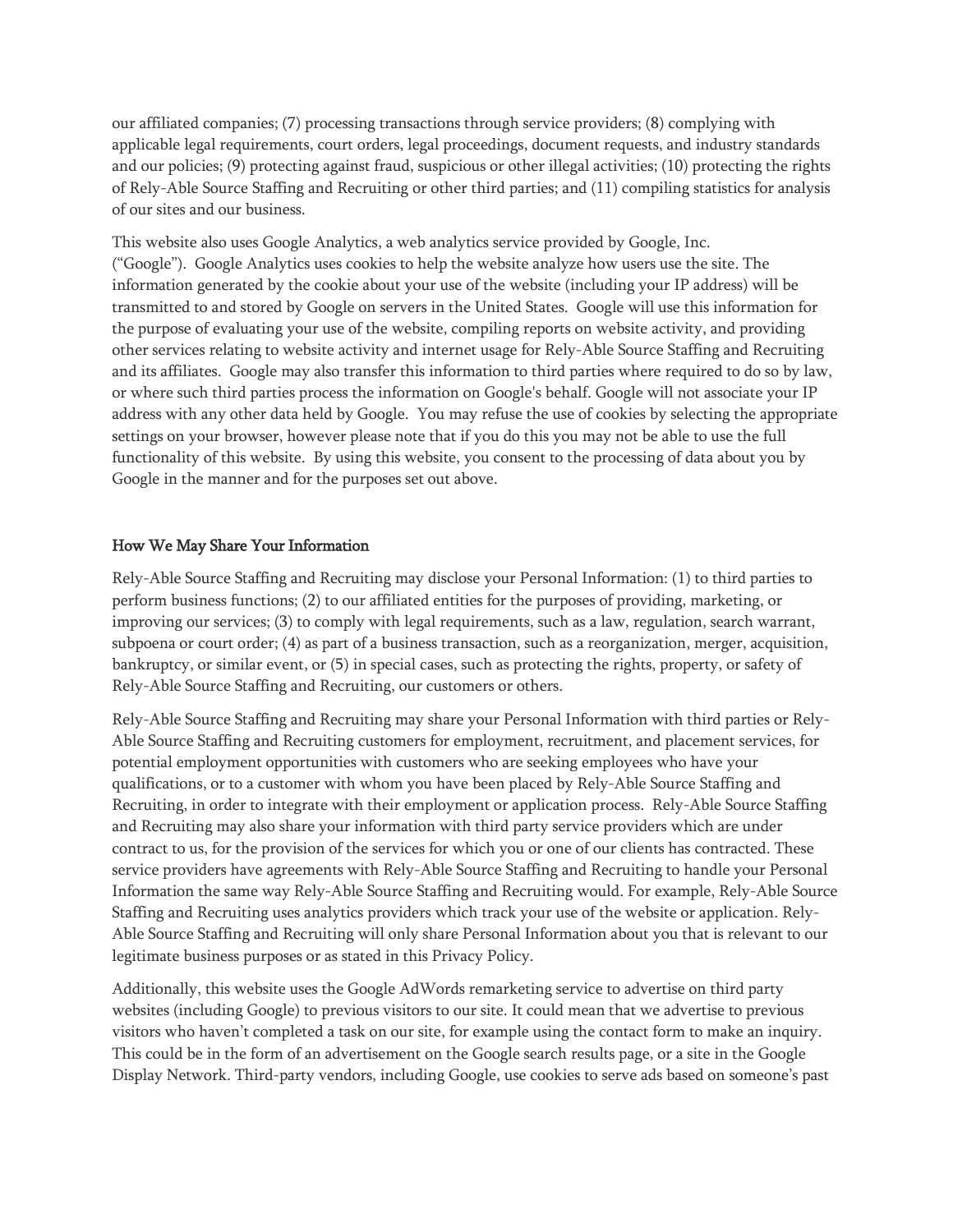our affiliated companies; (7) processing transactions through service providers; (8) complying with applicable legal requirements, court orders, legal proceedings, document requests, and industry standards and our policies; (9) protecting against fraud, suspicious or other illegal activities; (10) protecting the rights of Rely-Able Source Staffing and Recruiting or other third parties; and (11) compiling statistics for analysis of our sites and our business.

This website also uses Google Analytics, a web analytics service provided by Google, Inc. ("Google"). Google Analytics uses cookies to help the website analyze how users use the site. The information generated by the cookie about your use of the website (including your IP address) will be transmitted to and stored by Google on servers in the United States. Google will use this information for the purpose of evaluating your use of the website, compiling reports on website activity, and providing other services relating to website activity and internet usage for Rely-Able Source Staffing and Recruiting and its affiliates. Google may also transfer this information to third parties where required to do so by law, or where such third parties process the information on Google's behalf. Google will not associate your IP address with any other data held by Google. You may refuse the use of cookies by selecting the appropriate settings on your browser, however please note that if you do this you may not be able to use the full functionality of this website. By using this website, you consent to the processing of data about you by Google in the manner and for the purposes set out above.

## How We May Share Your Information

Rely-Able Source Staffing and Recruiting may disclose your Personal Information: (1) to third parties to perform business functions; (2) to our affiliated entities for the purposes of providing, marketing, or improving our services; (3) to comply with legal requirements, such as a law, regulation, search warrant, subpoena or court order; (4) as part of a business transaction, such as a reorganization, merger, acquisition, bankruptcy, or similar event, or (5) in special cases, such as protecting the rights, property, or safety of Rely-Able Source Staffing and Recruiting, our customers or others.

Rely-Able Source Staffing and Recruiting may share your Personal Information with third parties or Rely-Able Source Staffing and Recruiting customers for employment, recruitment, and placement services, for potential employment opportunities with customers who are seeking employees who have your qualifications, or to a customer with whom you have been placed by Rely-Able Source Staffing and Recruiting, in order to integrate with their employment or application process. Rely-Able Source Staffing and Recruiting may also share your information with third party service providers which are under contract to us, for the provision of the services for which you or one of our clients has contracted. These service providers have agreements with Rely-Able Source Staffing and Recruiting to handle your Personal Information the same way Rely-Able Source Staffing and Recruiting would. For example, Rely-Able Source Staffing and Recruiting uses analytics providers which track your use of the website or application. Rely-Able Source Staffing and Recruiting will only share Personal Information about you that is relevant to our legitimate business purposes or as stated in this Privacy Policy.

Additionally, this website uses the Google AdWords remarketing service to advertise on third party websites (including Google) to previous visitors to our site. It could mean that we advertise to previous visitors who haven't completed a task on our site, for example using the contact form to make an inquiry. This could be in the form of an advertisement on the Google search results page, or a site in the Google Display Network. Third-party vendors, including Google, use cookies to serve ads based on someone's past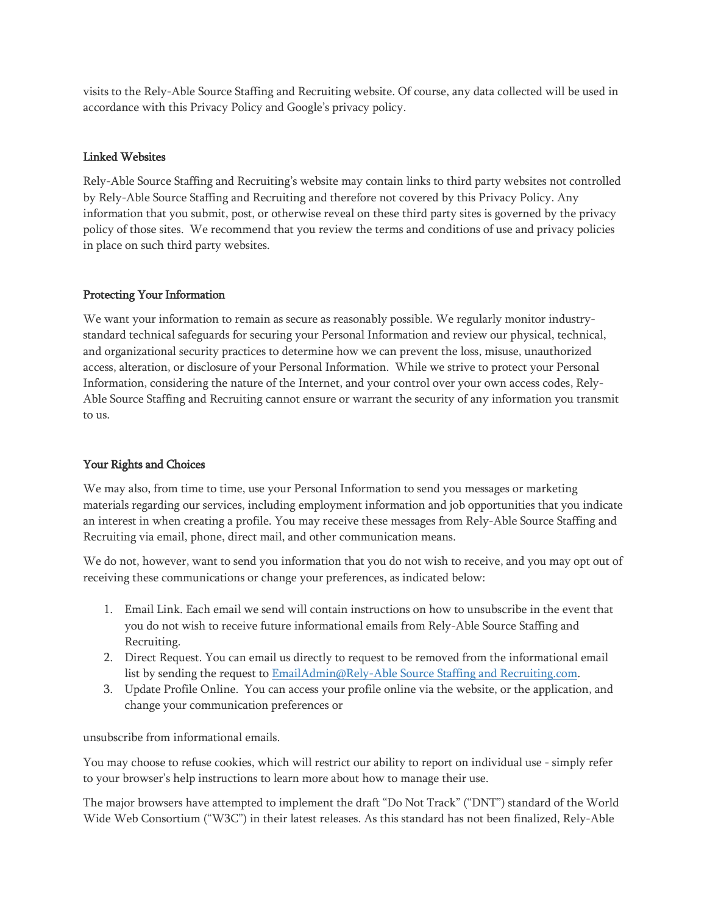visits to the Rely-Able Source Staffing and Recruiting website. Of course, any data collected will be used in accordance with this Privacy Policy and Google's privacy policy.

## Linked Websites

Rely-Able Source Staffing and Recruiting's website may contain links to third party websites not controlled by Rely-Able Source Staffing and Recruiting and therefore not covered by this Privacy Policy. Any information that you submit, post, or otherwise reveal on these third party sites is governed by the privacy policy of those sites. We recommend that you review the terms and conditions of use and privacy policies in place on such third party websites.

## Protecting Your Information

We want your information to remain as secure as reasonably possible. We regularly monitor industry-standard technical safeguards for securing your Personal Information and review our physical, technical, and organizational security practices to determine how we can prevent the loss, misuse, unauthorized access, alteration, or disclosure of your Personal Information. While we strive to protect your Personal Information, considering the nature of the Internet, and your control over your own access codes, Rely-Able Source Staffing and Recruiting cannot ensure or warrant the security of any information you transmit to us.

## Your Rights and Choices

We may also, from time to time, use your Personal Information to send you messages or marketing materials regarding our services, including employment information and job opportunities that you indicate an interest in when creating a profile. You may receive these messages from Rely-Able Source Staffing and Recruiting via email, phone, direct mail, and other communication means.

We do not, however, want to send you information that you do not wish to receive, and you may opt out of receiving these communications or change your preferences, as indicated below:

1. Email Link. Each email we send will contain instructions on how to unsubscribe in the event that you do not wish to receive future informational emails from Rely-Able Source Staffing and Recruiting.
2. Direct Request. You can email us directly to request to be removed from the informational email list by sending the request to EmailAdmin@Rely-Able Source Staffing and Recruiting.com.
3. Update Profile Online. You can access your profile online via the website, or the application, and change your communication preferences or

unsubscribe from informational emails.

You may choose to refuse cookies, which will restrict our ability to report on individual use - simply refer to your browser's help instructions to learn more about how to manage their use.

The major browsers have attempted to implement the draft "Do Not Track" ("DNT") standard of the World Wide Web Consortium ("W3C") in their latest releases. As this standard has not been finalized, Rely-Able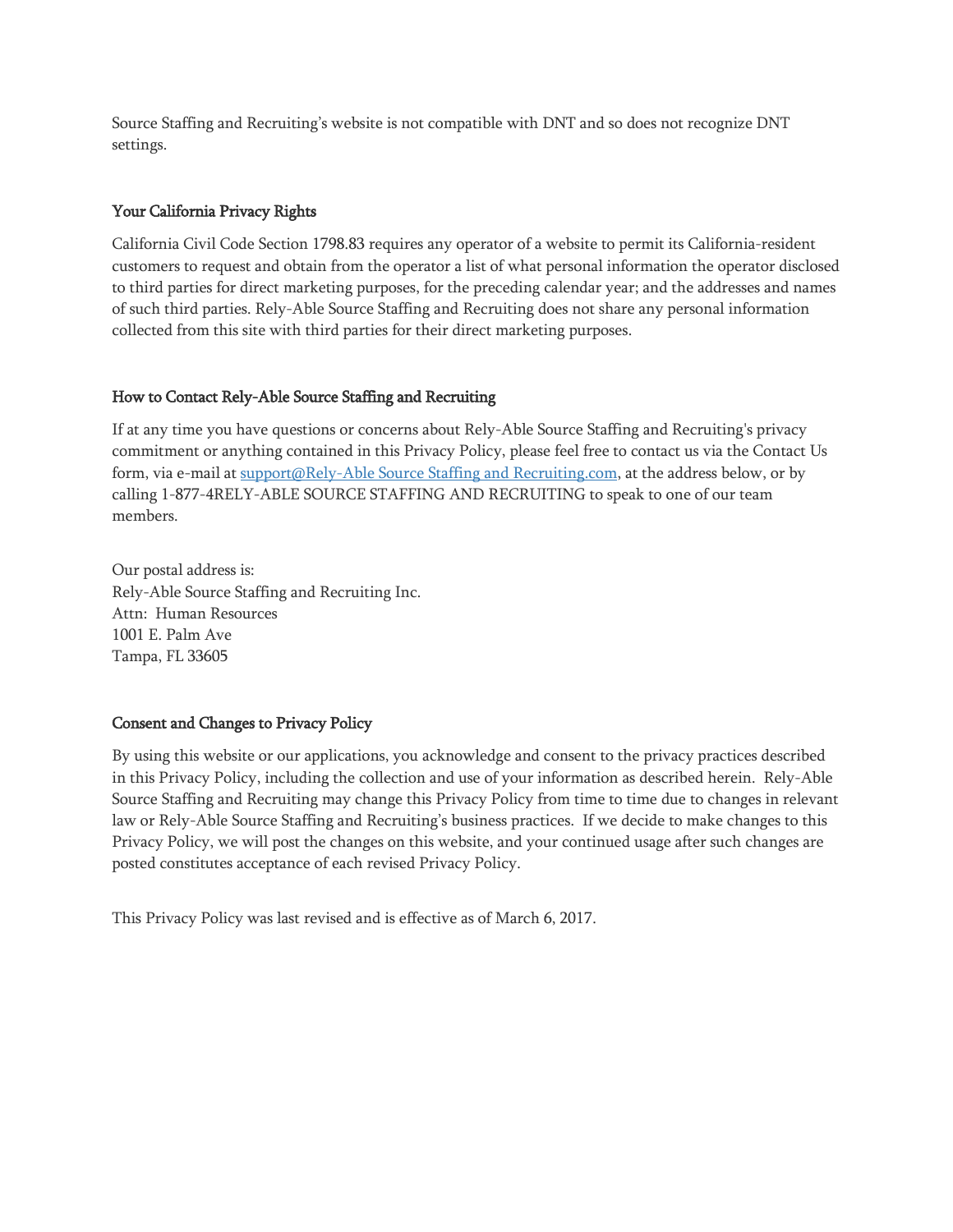Source Staffing and Recruiting's website is not compatible with DNT and so does not recognize DNT settings.

## Your California Privacy Rights

California Civil Code Section 1798.83 requires any operator of a website to permit its California-resident customers to request and obtain from the operator a list of what personal information the operator disclosed to third parties for direct marketing purposes, for the preceding calendar year; and the addresses and names of such third parties. Rely-Able Source Staffing and Recruiting does not share any personal information collected from this site with third parties for their direct marketing purposes.

## How to Contact Rely-Able Source Staffing and Recruiting

If at any time you have questions or concerns about Rely-Able Source Staffing and Recruiting's privacy commitment or anything contained in this Privacy Policy, please feel free to contact us via the Contact Us form, via e-mail at support@Rely-Able Source Staffing and Recruiting.com, at the address below, or by calling 1-877-4RELY-ABLE SOURCE STAFFING AND RECRUITING to speak to one of our team members.

Our postal address is:
Rely-Able Source Staffing and Recruiting Inc.
Attn: Human Resources
1001 E. Palm Ave
Tampa, FL 33605

## Consent and Changes to Privacy Policy

By using this website or our applications, you acknowledge and consent to the privacy practices described in this Privacy Policy, including the collection and use of your information as described herein. Rely-Able Source Staffing and Recruiting may change this Privacy Policy from time to time due to changes in relevant law or Rely-Able Source Staffing and Recruiting's business practices. If we decide to make changes to this Privacy Policy, we will post the changes on this website, and your continued usage after such changes are posted constitutes acceptance of each revised Privacy Policy.

This Privacy Policy was last revised and is effective as of March 6, 2017.